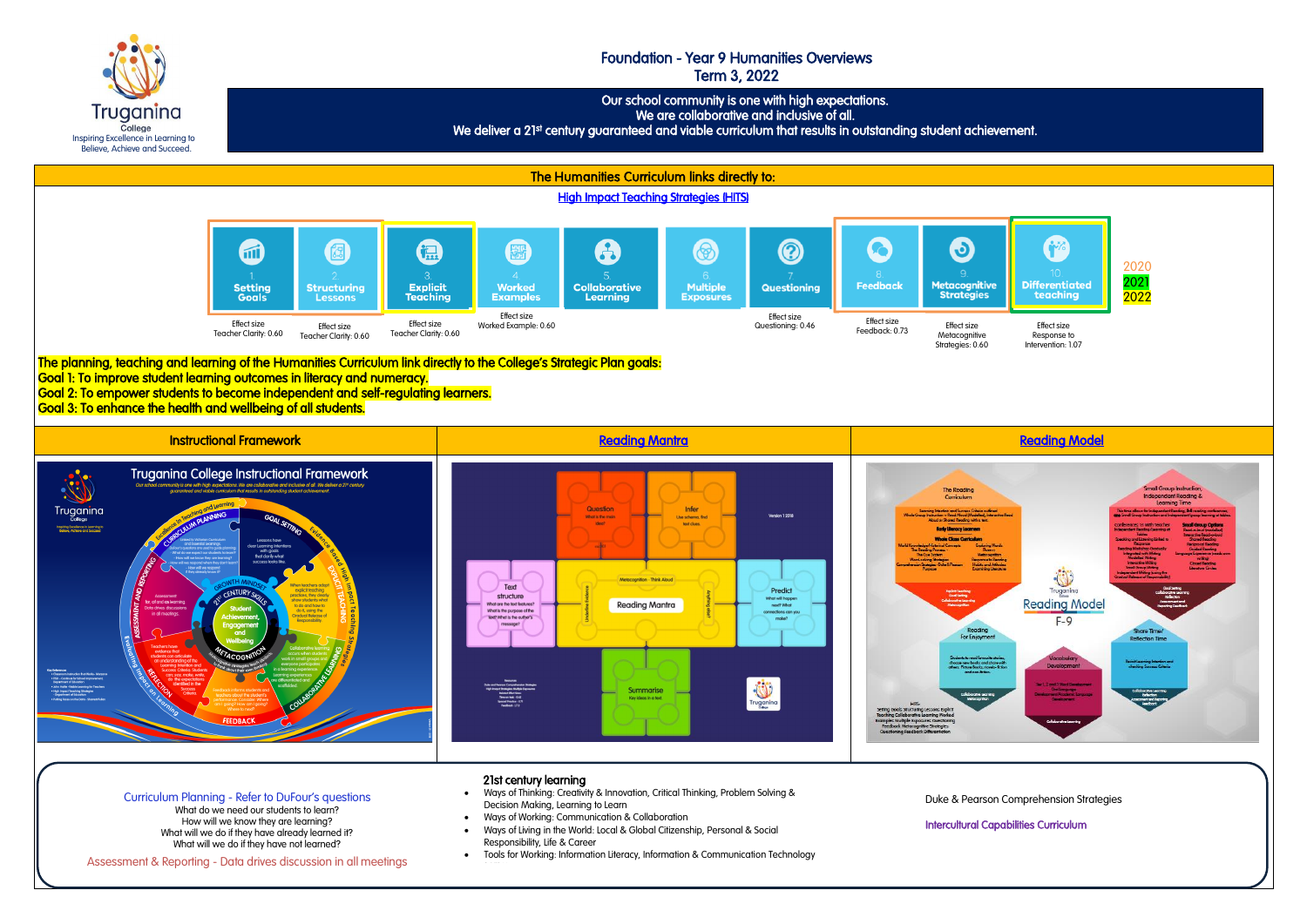Truganina College
Inspiring Excellence in Learning to Believe, Achieve and Succeed.

# Foundation - Year 9 Humanities Overviews
## Term 3, 2022

Our school community is one with high expectations.
We are collaborative and inclusive of all.
We deliver a 21st century guaranteed and viable curriculum that results in outstanding student achievement.

## The Humanities Curriculum links directly to:

High Impact Teaching Strategies (HITS)

| 1. Setting Goals | 2. Structuring Lessons | 3. Explicit Teaching | 4. Worked Examples | 5. Collaborative Learning | 6. Multiple Exposures | 7. Questioning | 8. Feedback | 9. Metacognitive Strategies | 10. Differentiated teaching |
|---|---|---|---|---|---|---|---|---|---|
| Effect size Teacher Clarity: 0.60 | Effect size Teacher Clarity: 0.60 | Effect size Teacher Clarity: 0.60 | Effect size Worked Example: 0.60 | | | Effect size Questioning: 0.46 | Effect size Feedback: 0.73 | Effect size Metacognitive Strategies: 0.60 | Effect size Response to Intervention: 1.07 |

2020
2021
2022

**The planning, teaching and learning of the Humanities Curriculum link directly to the College's Strategic Plan goals:**
**Goal 1: To improve student learning outcomes in literacy and numeracy.**
**Goal 2: To empower students to become independent and self-regulating learners.**
**Goal 3: To enhance the health and wellbeing of all students.**

| Instructional Framework | Reading Mantra | Reading Model |
|---|---|---|
| | | |

Curriculum Planning - Refer to DuFour's questions
What do we need our students to learn?
How will we know they are learning?
What will we do if they have already learned it?
What will we do if they have not learned?

Assessment & Reporting - Data drives discussion in all meetings

**21st century learning**

- Ways of Thinking: Creativity & Innovation, Critical Thinking, Problem Solving & Decision Making, Learning to Learn
- Ways of Working: Communication & Collaboration
- Ways of Living in the World: Local & Global Citizenship, Personal & Social Responsibility, Life & Career
- Tools for Working: Information Literacy, Information & Communication Technology

Duke & Pearson Comprehension Strategies

Intercultural Capabilities Curriculum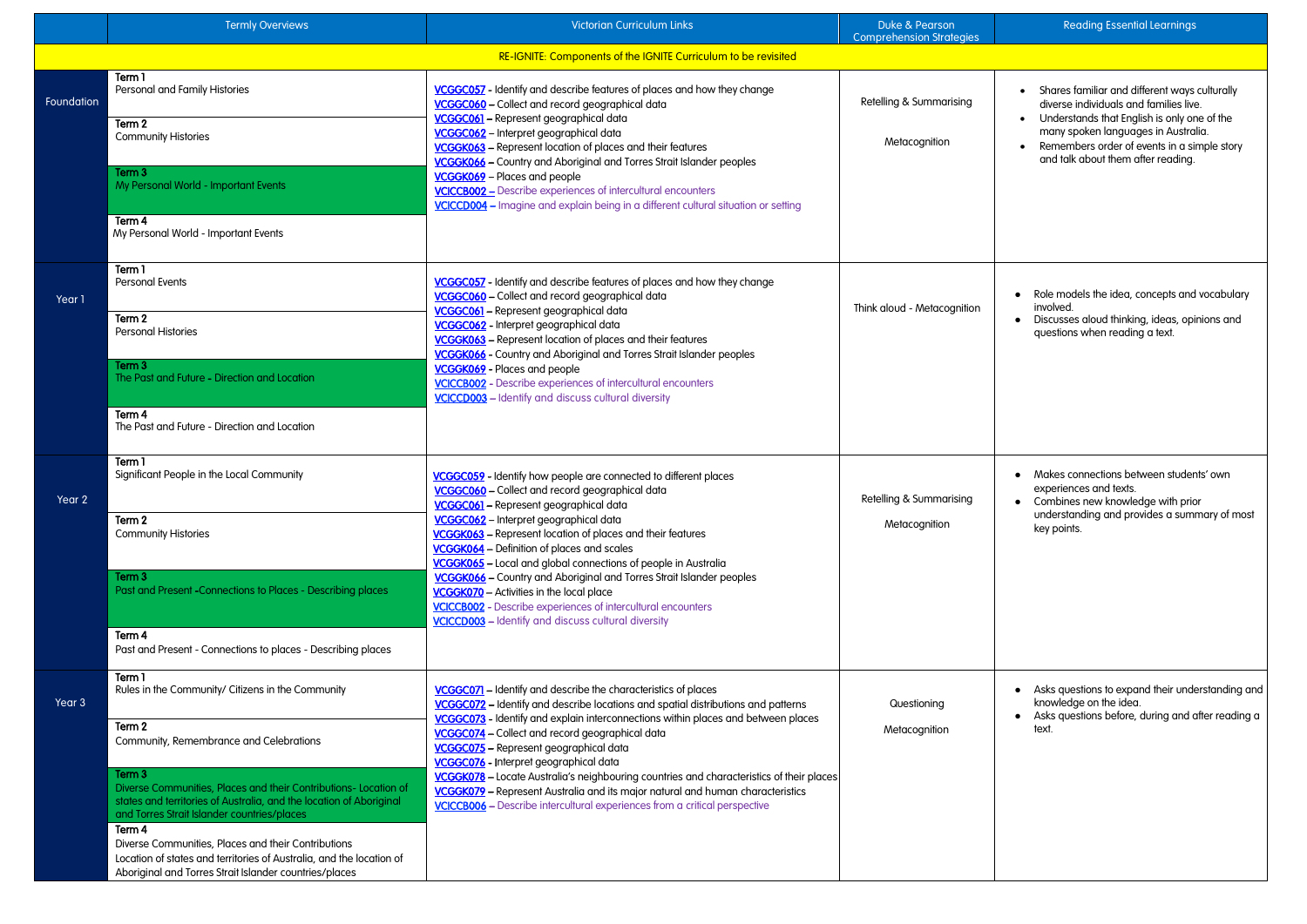| | Termly Overviews | Victorian Curriculum Links | Duke & Pearson Comprehension Strategies | Reading Essential Learnings |
|---|---|---|---|---|
| RE-IGNITE: Components of the IGNITE Curriculum to be revisited | | | | |
| Foundation | **Term 1**<br>Personal and Family Histories<br>**Term 2**<br>Community Histories<br>**Term 3**<br>My Personal World - Important Events<br>**Term 4**<br>My Personal World - Important Events | VCGGC057 - Identify and describe features of places and how they change<br>VCGGC060 – Collect and record geographical data<br>VCGGC061 – Represent geographical data<br>VCGGC062 – Interpret geographical data<br>VCGGK063 – Represent location of places and their features<br>VCGGK066 – Country and Aboriginal and Torres Strait Islander peoples<br>VCGGK069 – Places and people<br>VCICCB002 – Describe experiences of intercultural encounters<br>VCICCD004 – Imagine and explain being in a different cultural situation or setting | Retelling & Summarising<br>Metacognition | • Shares familiar and different ways culturally diverse individuals and families live.<br>• Understands that English is only one of the many spoken languages in Australia.<br>• Remembers order of events in a simple story and talk about them after reading. |
| Year 1 | **Term 1**<br>Personal Events<br>**Term 2**<br>Personal Histories<br>**Term 3**<br>The Past and Future - Direction and Location<br>**Term 4**<br>The Past and Future - Direction and Location | VCGGC057 - Identify and describe features of places and how they change<br>VCGGC060 – Collect and record geographical data<br>VCGGC061 – Represent geographical data<br>VCGGC062 - Interpret geographical data<br>VCGGK063 – Represent location of places and their features<br>VCGGK066 - Country and Aboriginal and Torres Strait Islander peoples<br>VCGGK069 - Places and people<br>VCICCB002 - Describe experiences of intercultural encounters<br>VCICCD003 – Identify and discuss cultural diversity | Think aloud - Metacognition | • Role models the idea, concepts and vocabulary involved.<br>• Discusses aloud thinking, ideas, opinions and questions when reading a text. |
| Year 2 | **Term 1**<br>Significant People in the Local Community<br>**Term 2**<br>Community Histories<br>**Term 3**<br>Past and Present -Connections to Places - Describing places<br>**Term 4**<br>Past and Present - Connections to places - Describing places | VCGGC059 - Identify how people are connected to different places<br>VCGGC060 – Collect and record geographical data<br>VCGGC061 – Represent geographical data<br>VCGGC062 – Interpret geographical data<br>VCGGK063 – Represent location of places and their features<br>VCGGK064 – Definition of places and scales<br>VCGGK065 – Local and global connections of people in Australia<br>VCGGK066 – Country and Aboriginal and Torres Strait Islander peoples<br>VCGGK070 – Activities in the local place<br>VCICCB002 - Describe experiences of intercultural encounters<br>VCICCD003 – Identify and discuss cultural diversity | Retelling & Summarising<br>Metacognition | • Makes connections between students' own experiences and texts.<br>• Combines new knowledge with prior understanding and provides a summary of most key points. |
| Year 3 | **Term 1**<br>Rules in the Community/ Citizens in the Community<br>**Term 2**<br>Community, Remembrance and Celebrations<br>**Term 3**<br>Diverse Communities, Places and their Contributions- Location of states and territories of Australia, and the location of Aboriginal and Torres Strait Islander countries/places<br>**Term 4**<br>Diverse Communities, Places and their Contributions<br>Location of states and territories of Australia, and the location of Aboriginal and Torres Strait Islander countries/places | VCGGC071 – Identify and describe the characteristics of places<br>VCGGC072 – Identify and describe locations and spatial distributions and patterns<br>VCGGC073 - Identify and explain interconnections within places and between places<br>VCGGC074 – Collect and record geographical data<br>VCGGC075 – Represent geographical data<br>VCGGC076 - Interpret geographical data<br>VCGGK078 – Locate Australia's neighbouring countries and characteristics of their places<br>VCGGK079 – Represent Australia and its major natural and human characteristics<br>VCICCB006 – Describe intercultural experiences from a critical perspective | Questioning<br>Metacognition | • Asks questions to expand their understanding and knowledge on the idea.<br>• Asks questions before, during and after reading a text. |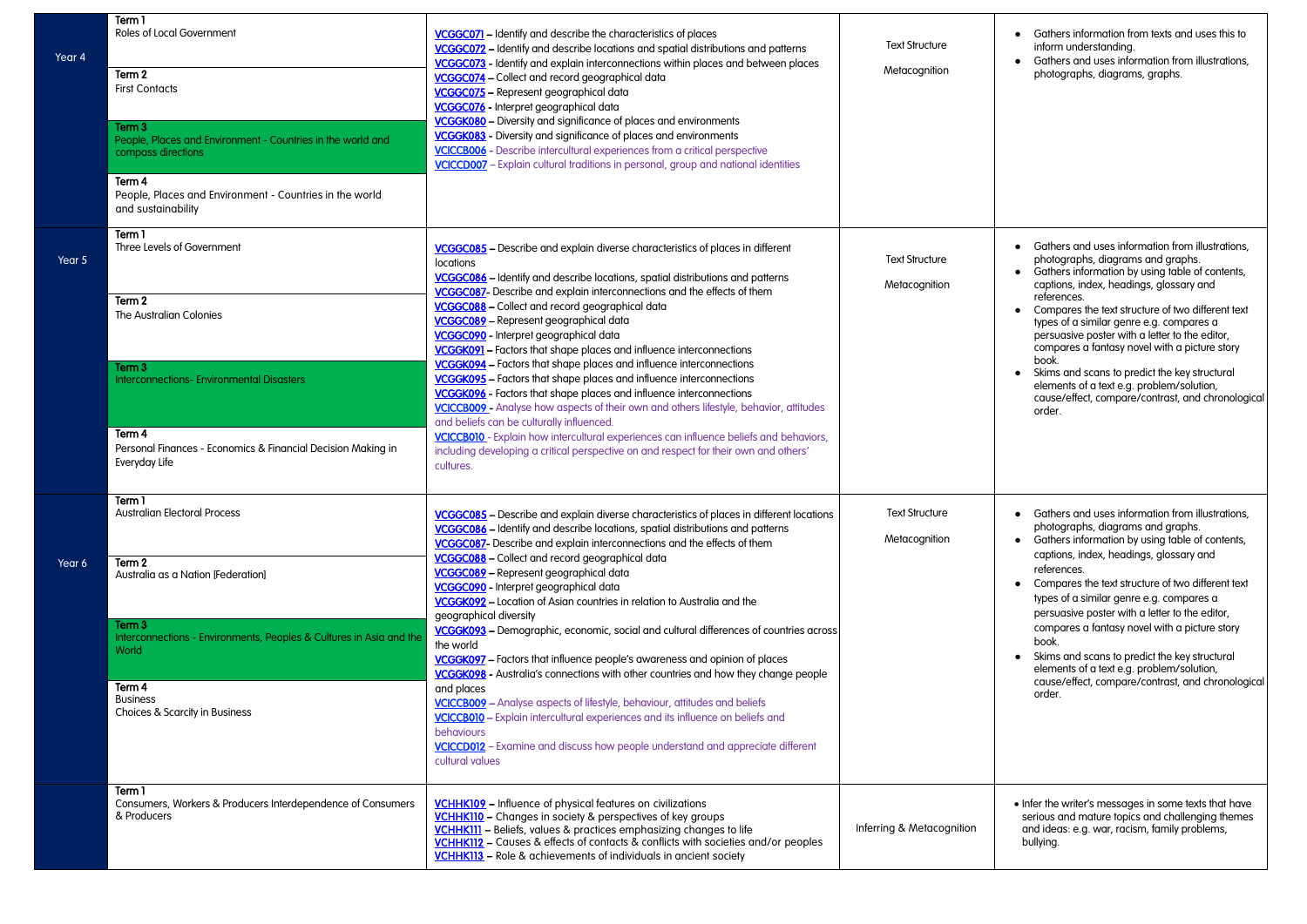| Year | Terms | Content Descriptions | Reading Focus | Reading Skills |
|---|---|---|---|---|
| Year 4 | **Term 1**<br>Roles of Local Government<br><br>**Term 2**<br>First Contacts<br><br>**Term 3**<br>People, Places and Environment - Countries in the world and compass directions<br><br>**Term 4**<br>People, Places and Environment - Countries in the world and sustainability | VCGGC071 – Identify and describe the characteristics of places<br>VCGGC072 – Identify and describe locations and spatial distributions and patterns<br>VCGGC073 - Identify and explain interconnections within places and between places<br>VCGGC074 – Collect and record geographical data<br>VCGGC075 – Represent geographical data<br>VCGGC076 - Interpret geographical data<br>VCGGK080 – Diversity and significance of places and environments<br>VCGGK083 - Diversity and significance of places and environments<br>VCICCB006 - Describe intercultural experiences from a critical perspective<br>VCICCD007 – Explain cultural traditions in personal, group and national identities | Text Structure<br><br>Metacognition | • Gathers information from texts and uses this to inform understanding.<br>• Gathers and uses information from illustrations, photographs, diagrams, graphs. |
| Year 5 | **Term 1**<br>Three Levels of Government<br><br>**Term 2**<br>The Australian Colonies<br><br>**Term 3**<br>Interconnections- Environmental Disasters<br><br>**Term 4**<br>Personal Finances - Economics & Financial Decision Making in Everyday Life | VCGGC085 – Describe and explain diverse characteristics of places in different locations<br>VCGGC086 – Identify and describe locations, spatial distributions and patterns<br>VCGGC087- Describe and explain interconnections and the effects of them<br>VCGGC088 – Collect and record geographical data<br>VCGGC089 – Represent geographical data<br>VCGGC090 - Interpret geographical data<br>VCGGK091 – Factors that shape places and influence interconnections<br>VCGGK094 – Factors that shape places and influence interconnections<br>VCGGK095 – Factors that shape places and influence interconnections<br>VCGGK096 - Factors that shape places and influence interconnections<br>VCICCB009 - Analyse how aspects of their own and others lifestyle, behavior, attitudes and beliefs can be culturally influenced.<br>VCICCB010 - Explain how intercultural experiences can influence beliefs and behaviors, including developing a critical perspective on and respect for their own and others' cultures. | Text Structure<br><br>Metacognition | • Gathers and uses information from illustrations, photographs, diagrams and graphs.<br>• Gathers information by using table of contents, captions, index, headings, glossary and references.<br>• Compares the text structure of two different text types of a similar genre e.g. compares a persuasive poster with a letter to the editor, compares a fantasy novel with a picture story book.<br>• Skims and scans to predict the key structural elements of a text e.g. problem/solution, cause/effect, compare/contrast, and chronological order. |
| Year 6 | **Term 1**<br>Australian Electoral Process<br><br>**Term 2**<br>Australia as a Nation [Federation]<br><br>**Term 3**<br>Interconnections - Environments, Peoples & Cultures in Asia and the World<br><br>**Term 4**<br>Business<br>Choices & Scarcity in Business | VCGGC085 – Describe and explain diverse characteristics of places in different locations<br>VCGGC086 – Identify and describe locations, spatial distributions and patterns<br>VCGGC087- Describe and explain interconnections and the effects of them<br>VCGGC088 – Collect and record geographical data<br>VCGGC089 – Represent geographical data<br>VCGGC090 - Interpret geographical data<br>VCGGK092 – Location of Asian countries in relation to Australia and the geographical diversity<br>VCGGK093 – Demographic, economic, social and cultural differences of countries across the world<br>VCGGK097 – Factors that influence people's awareness and opinion of places<br>VCGGK098 - Australia's connections with other countries and how they change people and places<br>VCICCB009 – Analyse aspects of lifestyle, behaviour, attitudes and beliefs<br>VCICCB010 – Explain intercultural experiences and its influence on beliefs and behaviours<br>VCICCD012 – Examine and discuss how people understand and appreciate different cultural values | Text Structure<br><br>Metacognition | • Gathers and uses information from illustrations, photographs, diagrams and graphs.<br>• Gathers information by using table of contents, captions, index, headings, glossary and references.<br>• Compares the text structure of two different text types of a similar genre e.g. compares a persuasive poster with a letter to the editor, compares a fantasy novel with a picture story book.<br>• Skims and scans to predict the key structural elements of a text e.g. problem/solution, cause/effect, compare/contrast, and chronological order. |
| | **Term 1**<br>Consumers, Workers & Producers Interdependence of Consumers & Producers | VCHHK109 – Influence of physical features on civilizations<br>VCHHK110 – Changes in society & perspectives of key groups<br>VCHHK111 – Beliefs, values & practices emphasizing changes to life<br>VCHHK112 – Causes & effects of contacts & conflicts with societies and/or peoples<br>VCHHK113 – Role & achievements of individuals in ancient society | Inferring & Metacognition | • Infer the writer's messages in some texts that have serious and mature topics and challenging themes and ideas: e.g. war, racism, family problems, bullying. |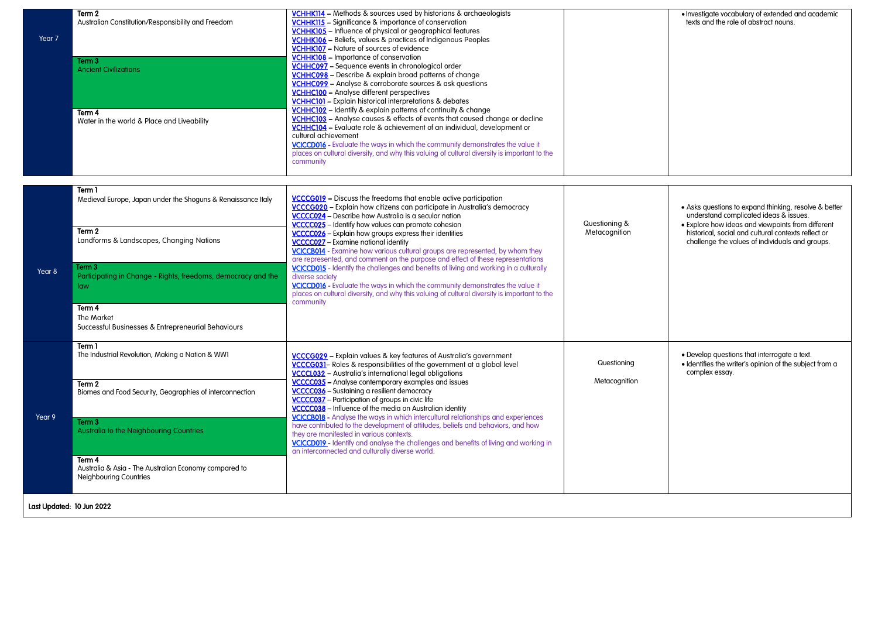| | | | | |
|---|---|---|---|---|
| Year 7 | Term 2<br>Australian Constitution/Responsibility and Freedom<br><br>Term 3<br>Ancient Civilizations<br><br>Term 4<br>Water in the world & Place and Liveability | VCHHK114 – Methods & sources used by historians & archaeologists<br>VCHHK115 – Significance & importance of conservation<br>VCHHK105 – Influence of physical or geographical features<br>VCHHK106 – Beliefs, values & practices of Indigenous Peoples<br>VCHHK107 – Nature of sources of evidence<br>VCHHK108 – Importance of conservation<br>VCHHC097 – Sequence events in chronological order<br>VCHHC098 – Describe & explain broad patterns of change<br>VCHHC099 – Analyse & corroborate sources & ask questions<br>VCHHC100 – Analyse different perspectives<br>VCHHC101 – Explain historical interpretations & debates<br>VCHHC102 – Identify & explain patterns of continuity & change<br>VCHHC103 – Analyse causes & effects of events that caused change or decline<br>VCHHC104 – Evaluate role & achievement of an individual, development or cultural achievement<br>VCICCD016 - Evaluate the ways in which the community demonstrates the value it places on cultural diversity, and why this valuing of cultural diversity is important to the community | | • Investigate vocabulary of extended and academic texts and the role of abstract nouns. |
| Year 8 | Term 1<br>Medieval Europe, Japan under the Shoguns & Renaissance Italy<br><br>Term 2<br>Landforms & Landscapes, Changing Nations<br><br>Term 3<br>Participating in Change - Rights, freedoms, democracy and the law<br><br>Term 4<br>The Market<br>Successful Businesses & Entrepreneurial Behaviours | VCCCG019 – Discuss the freedoms that enable active participation<br>VCCCG020 – Explain how citizens can participate in Australia's democracy<br>VCCCC024 – Describe how Australia is a secular nation<br>VCCCC025 – Identify how values can promote cohesion<br>VCCCC026 – Explain how groups express their identities<br>VCCCC027 – Examine national identity<br>VCICCB014 - Examine how various cultural groups are represented, by whom they are represented, and comment on the purpose and effect of these representations<br>VCICCD015 - Identify the challenges and benefits of living and working in a culturally diverse society<br>VCICCD016 - Evaluate the ways in which the community demonstrates the value it places on cultural diversity, and why this valuing of cultural diversity is important to the community | Questioning & Metacognition | • Asks questions to expand thinking, resolve & better understand complicated ideas & issues.<br>• Explore how ideas and viewpoints from different historical, social and cultural contexts reflect or challenge the values of individuals and groups. |
| Year 9 | Term 1<br>The Industrial Revolution, Making a Nation & WW1<br><br>Term 2<br>Biomes and Food Security, Geographies of interconnection<br><br>Term 3<br>Australia to the Neighbouring Countries<br><br>Term 4<br>Australia & Asia - The Australian Economy compared to Neighbouring Countries | VCCCG029 – Explain values & key features of Australia's government<br>VCCCG031– Roles & responsibilities of the government at a global level<br>VCCCL032 – Australia's international legal obligations<br>VCCCC035 – Analyse contemporary examples and issues<br>VCCCC036 – Sustaining a resilient democracy<br>VCCCC037 – Participation of groups in civic life<br>VCCCC038 – Influence of the media on Australian identity<br>VCICCB018 - Analyse the ways in which intercultural relationships and experiences have contributed to the development of attitudes, beliefs and behaviors, and how they are manifested in various contexts.<br>VCICCD019 - Identify and analyse the challenges and benefits of living and working in an interconnected and culturally diverse world. | Questioning<br><br>Metacognition | • Develop questions that interrogate a text.<br>• Identifies the writer's opinion of the subject from a complex essay. |

Last Updated: 10 Jun 2022